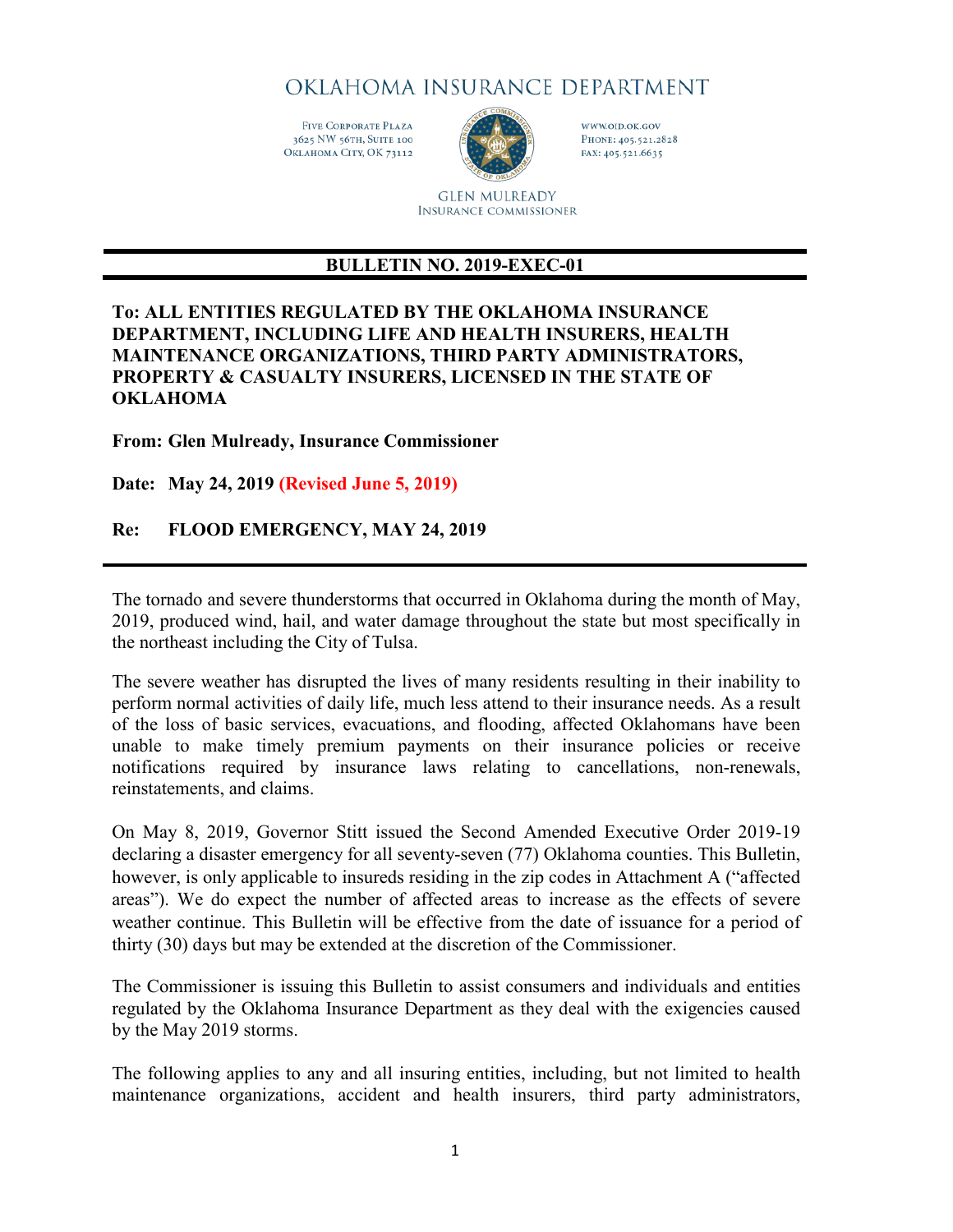# OKLAHOMA INSURANCE DEPARTMENT

Five Corporate Plaza
3625 NW 56th, Suite 100
Oklahoma City, OK 73112

www.oid.ok.gov
Phone: 405.521.2828
Fax: 405.521.6635

GLEN MULREADY
INSURANCE COMMISSIONER

## BULLETIN NO. 2019-EXEC-01

**To: ALL ENTITIES REGULATED BY THE OKLAHOMA INSURANCE DEPARTMENT, INCLUDING LIFE AND HEALTH INSURERS, HEALTH MAINTENANCE ORGANIZATIONS, THIRD PARTY ADMINISTRATORS, PROPERTY & CASUALTY INSURERS, LICENSED IN THE STATE OF OKLAHOMA**

**From: Glen Mulready, Insurance Commissioner**

**Date: May 24, 2019 (Revised June 5, 2019)**

**Re: FLOOD EMERGENCY, MAY 24, 2019**

The tornado and severe thunderstorms that occurred in Oklahoma during the month of May, 2019, produced wind, hail, and water damage throughout the state but most specifically in the northeast including the City of Tulsa.

The severe weather has disrupted the lives of many residents resulting in their inability to perform normal activities of daily life, much less attend to their insurance needs. As a result of the loss of basic services, evacuations, and flooding, affected Oklahomans have been unable to make timely premium payments on their insurance policies or receive notifications required by insurance laws relating to cancellations, non-renewals, reinstatements, and claims.

On May 8, 2019, Governor Stitt issued the Second Amended Executive Order 2019-19 declaring a disaster emergency for all seventy-seven (77) Oklahoma counties. This Bulletin, however, is only applicable to insureds residing in the zip codes in Attachment A ("affected areas"). We do expect the number of affected areas to increase as the effects of severe weather continue. This Bulletin will be effective from the date of issuance for a period of thirty (30) days but may be extended at the discretion of the Commissioner.

The Commissioner is issuing this Bulletin to assist consumers and individuals and entities regulated by the Oklahoma Insurance Department as they deal with the exigencies caused by the May 2019 storms.

The following applies to any and all insuring entities, including, but not limited to health maintenance organizations, accident and health insurers, third party administrators,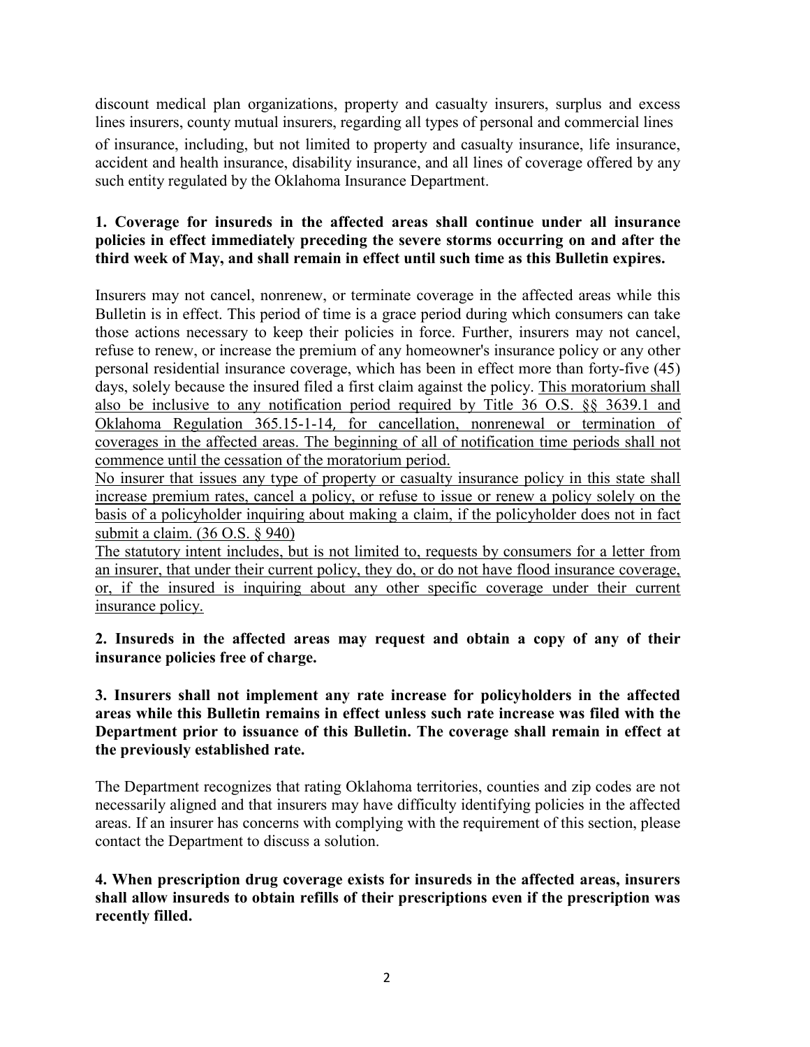discount medical plan organizations, property and casualty insurers, surplus and excess lines insurers, county mutual insurers, regarding all types of personal and commercial lines of insurance, including, but not limited to property and casualty insurance, life insurance, accident and health insurance, disability insurance, and all lines of coverage offered by any such entity regulated by the Oklahoma Insurance Department.

**1. Coverage for insureds in the affected areas shall continue under all insurance policies in effect immediately preceding the severe storms occurring on and after the third week of May, and shall remain in effect until such time as this Bulletin expires.**

Insurers may not cancel, nonrenew, or terminate coverage in the affected areas while this Bulletin is in effect. This period of time is a grace period during which consumers can take those actions necessary to keep their policies in force. Further, insurers may not cancel, refuse to renew, or increase the premium of any homeowner's insurance policy or any other personal residential insurance coverage, which has been in effect more than forty-five (45) days, solely because the insured filed a first claim against the policy. <u>This moratorium shall also be inclusive to any notification period required by Title 36 O.S. §§ 3639.1 and Oklahoma Regulation 365.15-1-14, for cancellation, nonrenewal or termination of coverages in the affected areas. The beginning of all of notification time periods shall not commence until the cessation of the moratorium period.</u>

<u>No insurer that issues any type of property or casualty insurance policy in this state shall increase premium rates, cancel a policy, or refuse to issue or renew a policy solely on the basis of a policyholder inquiring about making a claim, if the policyholder does not in fact submit a claim. (36 O.S. § 940)</u>

<u>The statutory intent includes, but is not limited to, requests by consumers for a letter from an insurer, that under their current policy, they do, or do not have flood insurance coverage, or, if the insured is inquiring about any other specific coverage under their current insurance policy.</u>

**2. Insureds in the affected areas may request and obtain a copy of any of their insurance policies free of charge.**

**3. Insurers shall not implement any rate increase for policyholders in the affected areas while this Bulletin remains in effect unless such rate increase was filed with the Department prior to issuance of this Bulletin. The coverage shall remain in effect at the previously established rate.**

The Department recognizes that rating Oklahoma territories, counties and zip codes are not necessarily aligned and that insurers may have difficulty identifying policies in the affected areas. If an insurer has concerns with complying with the requirement of this section, please contact the Department to discuss a solution.

**4. When prescription drug coverage exists for insureds in the affected areas, insurers shall allow insureds to obtain refills of their prescriptions even if the prescription was recently filled.**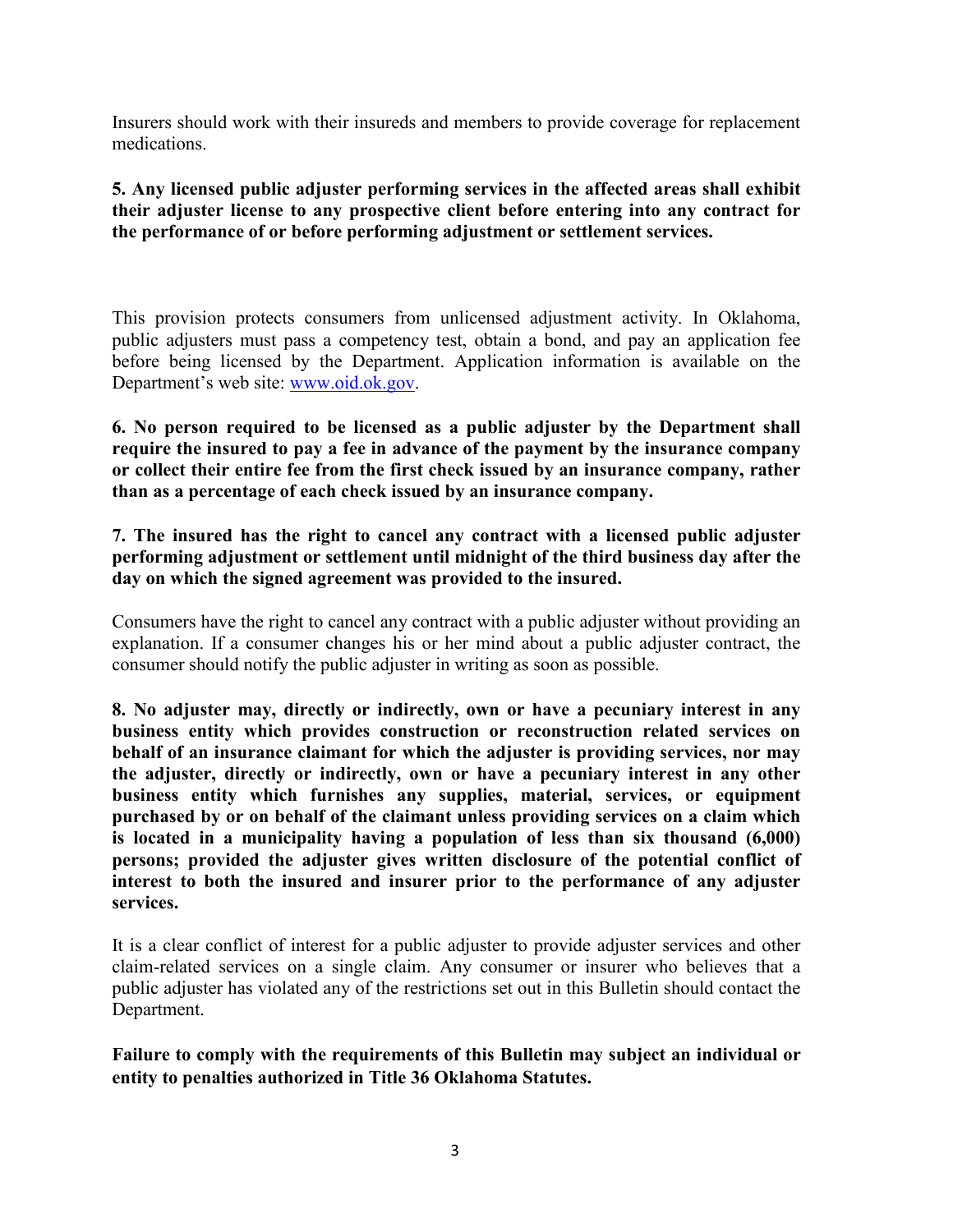Insurers should work with their insureds and members to provide coverage for replacement medications.

**5. Any licensed public adjuster performing services in the affected areas shall exhibit their adjuster license to any prospective client before entering into any contract for the performance of or before performing adjustment or settlement services.**

This provision protects consumers from unlicensed adjustment activity. In Oklahoma, public adjusters must pass a competency test, obtain a bond, and pay an application fee before being licensed by the Department. Application information is available on the Department's web site: [www.oid.ok.gov](http://www.oid.ok.gov).

**6. No person required to be licensed as a public adjuster by the Department shall require the insured to pay a fee in advance of the payment by the insurance company or collect their entire fee from the first check issued by an insurance company, rather than as a percentage of each check issued by an insurance company.**

**7. The insured has the right to cancel any contract with a licensed public adjuster performing adjustment or settlement until midnight of the third business day after the day on which the signed agreement was provided to the insured.**

Consumers have the right to cancel any contract with a public adjuster without providing an explanation. If a consumer changes his or her mind about a public adjuster contract, the consumer should notify the public adjuster in writing as soon as possible.

**8. No adjuster may, directly or indirectly, own or have a pecuniary interest in any business entity which provides construction or reconstruction related services on behalf of an insurance claimant for which the adjuster is providing services, nor may the adjuster, directly or indirectly, own or have a pecuniary interest in any other business entity which furnishes any supplies, material, services, or equipment purchased by or on behalf of the claimant unless providing services on a claim which is located in a municipality having a population of less than six thousand (6,000) persons; provided the adjuster gives written disclosure of the potential conflict of interest to both the insured and insurer prior to the performance of any adjuster services.**

It is a clear conflict of interest for a public adjuster to provide adjuster services and other claim-related services on a single claim. Any consumer or insurer who believes that a public adjuster has violated any of the restrictions set out in this Bulletin should contact the Department.

**Failure to comply with the requirements of this Bulletin may subject an individual or entity to penalties authorized in Title 36 Oklahoma Statutes.**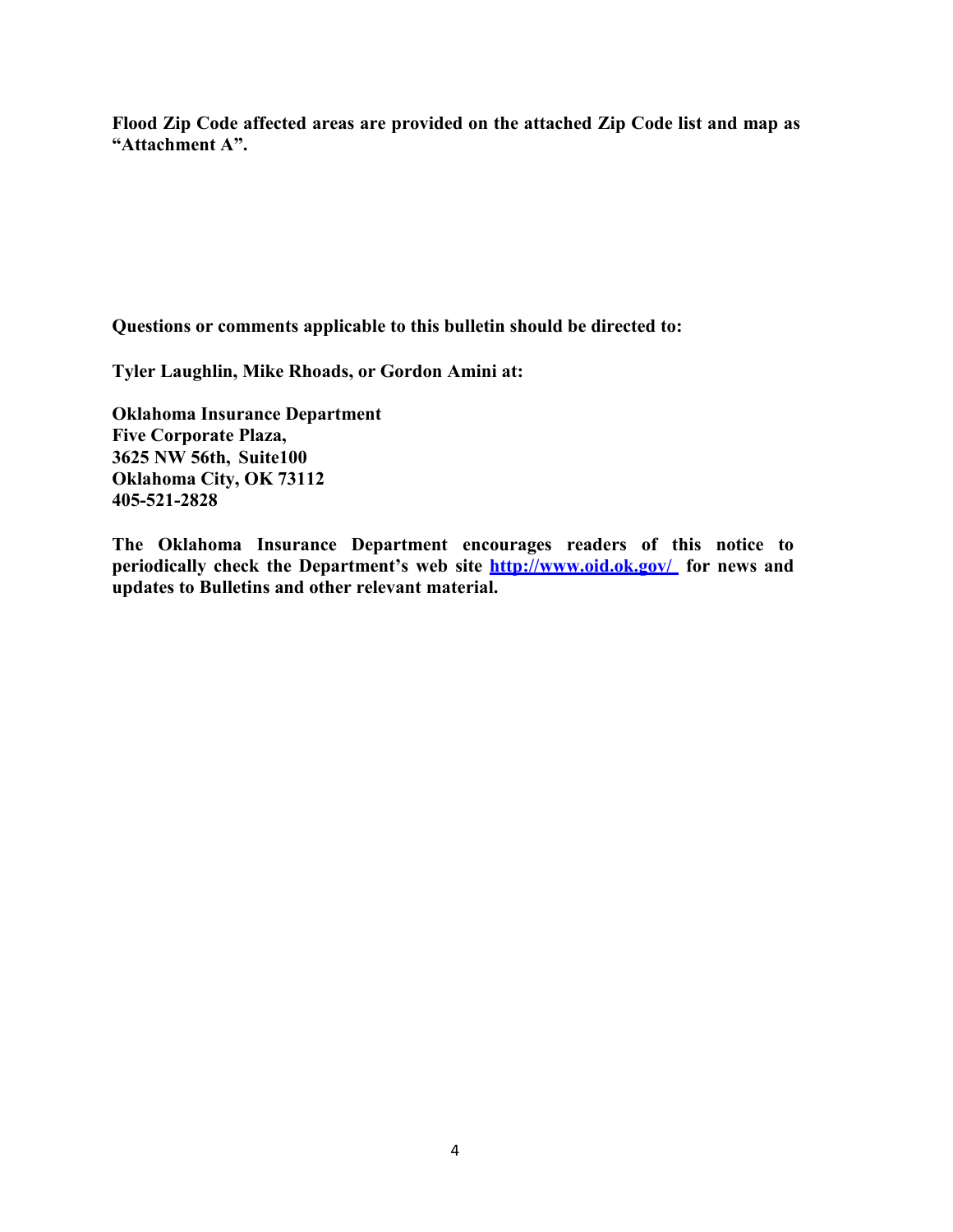**Flood Zip Code affected areas are provided on the attached Zip Code list and map as "Attachment A".**

**Questions or comments applicable to this bulletin should be directed to:**

**Tyler Laughlin, Mike Rhoads, or Gordon Amini at:**

**Oklahoma Insurance Department**
**Five Corporate Plaza,**
**3625 NW 56th, Suite100**
**Oklahoma City, OK 73112**
**405-521-2828**

**The Oklahoma Insurance Department encourages readers of this notice to periodically check the Department's web site [http://www.oid.ok.gov/](http://www.oid.ok.gov/) for news and updates to Bulletins and other relevant material.**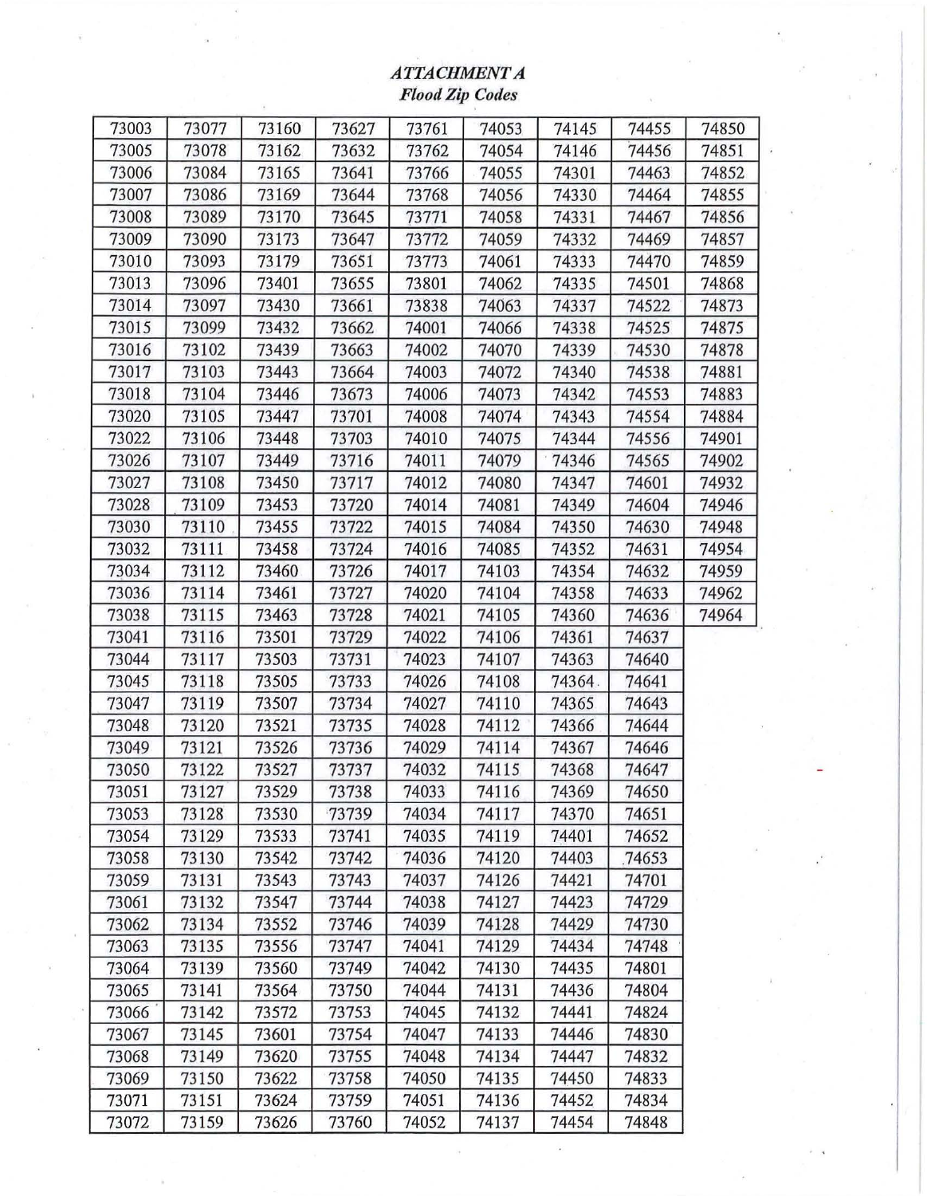### *ATTACHMENT A*
### *Flood Zip Codes*

| | | | | | | | | |
|---|---|---|---|---|---|---|---|---|
| 73003 | 73077 | 73160 | 73627 | 73761 | 74053 | 74145 | 74455 | 74850 |
| 73005 | 73078 | 73162 | 73632 | 73762 | 74054 | 74146 | 74456 | 74851 |
| 73006 | 73084 | 73165 | 73641 | 73766 | 74055 | 74301 | 74463 | 74852 |
| 73007 | 73086 | 73169 | 73644 | 73768 | 74056 | 74330 | 74464 | 74855 |
| 73008 | 73089 | 73170 | 73645 | 73771 | 74058 | 74331 | 74467 | 74856 |
| 73009 | 73090 | 73173 | 73647 | 73772 | 74059 | 74332 | 74469 | 74857 |
| 73010 | 73093 | 73179 | 73651 | 73773 | 74061 | 74333 | 74470 | 74859 |
| 73013 | 73096 | 73401 | 73655 | 73801 | 74062 | 74335 | 74501 | 74868 |
| 73014 | 73097 | 73430 | 73661 | 73838 | 74063 | 74337 | 74522 | 74873 |
| 73015 | 73099 | 73432 | 73662 | 74001 | 74066 | 74338 | 74525 | 74875 |
| 73016 | 73102 | 73439 | 73663 | 74002 | 74070 | 74339 | 74530 | 74878 |
| 73017 | 73103 | 73443 | 73664 | 74003 | 74072 | 74340 | 74538 | 74881 |
| 73018 | 73104 | 73446 | 73673 | 74006 | 74073 | 74342 | 74553 | 74883 |
| 73020 | 73105 | 73447 | 73701 | 74008 | 74074 | 74343 | 74554 | 74884 |
| 73022 | 73106 | 73448 | 73703 | 74010 | 74075 | 74344 | 74556 | 74901 |
| 73026 | 73107 | 73449 | 73716 | 74011 | 74079 | 74346 | 74565 | 74902 |
| 73027 | 73108 | 73450 | 73717 | 74012 | 74080 | 74347 | 74601 | 74932 |
| 73028 | 73109 | 73453 | 73720 | 74014 | 74081 | 74349 | 74604 | 74946 |
| 73030 | 73110 | 73455 | 73722 | 74015 | 74084 | 74350 | 74630 | 74948 |
| 73032 | 73111 | 73458 | 73724 | 74016 | 74085 | 74352 | 74631 | 74954 |
| 73034 | 73112 | 73460 | 73726 | 74017 | 74103 | 74354 | 74632 | 74959 |
| 73036 | 73114 | 73461 | 73727 | 74020 | 74104 | 74358 | 74633 | 74962 |
| 73038 | 73115 | 73463 | 73728 | 74021 | 74105 | 74360 | 74636 | 74964 |
| 73041 | 73116 | 73501 | 73729 | 74022 | 74106 | 74361 | 74637 | |
| 73044 | 73117 | 73503 | 73731 | 74023 | 74107 | 74363 | 74640 | |
| 73045 | 73118 | 73505 | 73733 | 74026 | 74108 | 74364 | 74641 | |
| 73047 | 73119 | 73507 | 73734 | 74027 | 74110 | 74365 | 74643 | |
| 73048 | 73120 | 73521 | 73735 | 74028 | 74112 | 74366 | 74644 | |
| 73049 | 73121 | 73526 | 73736 | 74029 | 74114 | 74367 | 74646 | |
| 73050 | 73122 | 73527 | 73737 | 74032 | 74115 | 74368 | 74647 | |
| 73051 | 73127 | 73529 | 73738 | 74033 | 74116 | 74369 | 74650 | |
| 73053 | 73128 | 73530 | 73739 | 74034 | 74117 | 74370 | 74651 | |
| 73054 | 73129 | 73533 | 73741 | 74035 | 74119 | 74401 | 74652 | |
| 73058 | 73130 | 73542 | 73742 | 74036 | 74120 | 74403 | 74653 | |
| 73059 | 73131 | 73543 | 73743 | 74037 | 74126 | 74421 | 74701 | |
| 73061 | 73132 | 73547 | 73744 | 74038 | 74127 | 74423 | 74729 | |
| 73062 | 73134 | 73552 | 73746 | 74039 | 74128 | 74429 | 74730 | |
| 73063 | 73135 | 73556 | 73747 | 74041 | 74129 | 74434 | 74748 | |
| 73064 | 73139 | 73560 | 73749 | 74042 | 74130 | 74435 | 74801 | |
| 73065 | 73141 | 73564 | 73750 | 74044 | 74131 | 74436 | 74804 | |
| 73066 | 73142 | 73572 | 73753 | 74045 | 74132 | 74441 | 74824 | |
| 73067 | 73145 | 73601 | 73754 | 74047 | 74133 | 74446 | 74830 | |
| 73068 | 73149 | 73620 | 73755 | 74048 | 74134 | 74447 | 74832 | |
| 73069 | 73150 | 73622 | 73758 | 74050 | 74135 | 74450 | 74833 | |
| 73071 | 73151 | 73624 | 73759 | 74051 | 74136 | 74452 | 74834 | |
| 73072 | 73159 | 73626 | 73760 | 74052 | 74137 | 74454 | 74848 | |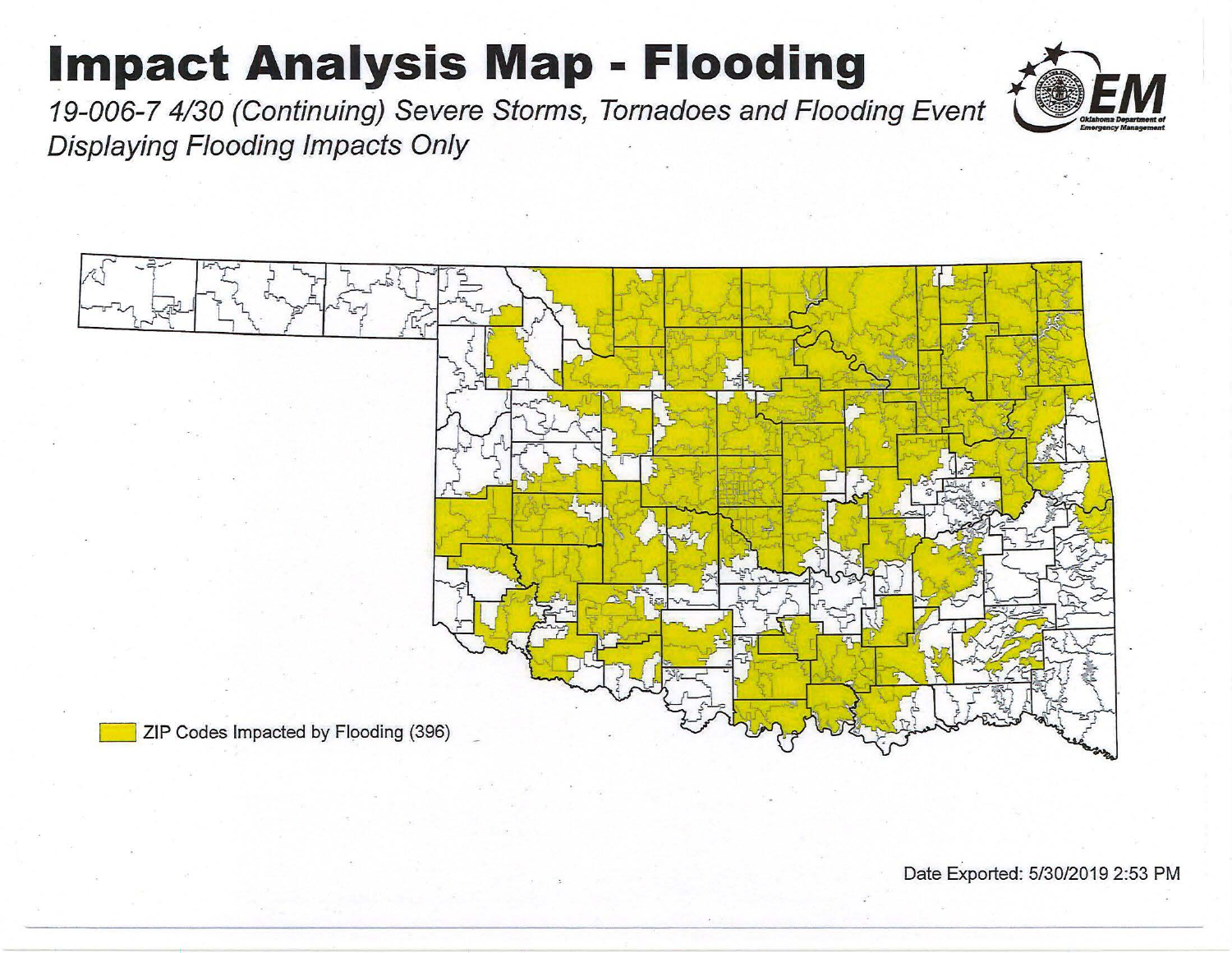# Impact Analysis Map - Flooding

*19-006-7 4/30 (Continuing) Severe Storms, Tornadoes and Flooding Event*
*Displaying Flooding Impacts Only*

OEM
Oklahoma Department of Emergency Management

ZIP Codes Impacted by Flooding (396)

Date Exported: 5/30/2019 2:53 PM